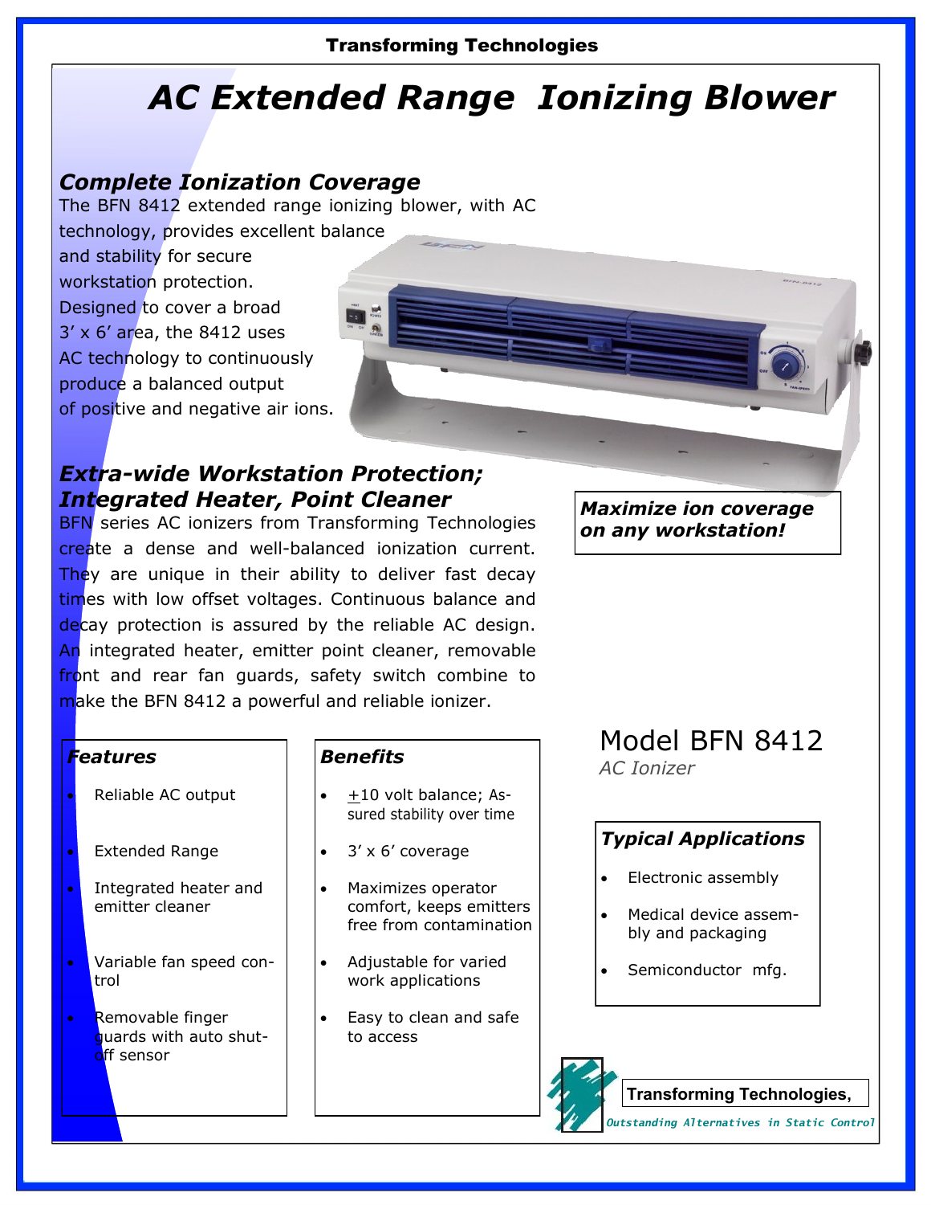Transforming Technologies

# AC Extended Range Ionizing Blower

## Complete Ionization Coverage

The BFN 8412 extended range ionizing blower, with AC technology, provides excellent balance and stability for secure workstation protection. Designed to cover a broad 3' x 6' area, the 8412 uses AC technology to continuously produce a balanced output of positive and negative air ions.

## Extra-wide Workstation Protection; Integrated Heater, Point Cleaner

BFN series AC ionizers from Transforming Technologies create a dense and well-balanced ionization current. They are unique in their ability to deliver fast decay times with low offset voltages. Continuous balance and decay protection is assured by the reliable AC design. An integrated heater, emitter point cleaner, removable front and rear fan guards, safety switch combine to make the BFN 8412 a powerful and reliable ionizer.

***Maximize ion coverage on any workstation!***

### Features

- Reliable AC output
- Extended Range
- Integrated heater and emitter cleaner
- Variable fan speed control
- Removable finger guards with auto shut-off sensor

### Benefits

- ±10 volt balance; Assured stability over time
- 3' x 6' coverage
- Maximizes operator comfort, keeps emitters free from contamination
- Adjustable for varied work applications
- Easy to clean and safe to access

## Model BFN 8412

*AC Ionizer*

### Typical Applications

- Electronic assembly
- Medical device assembly and packaging
- Semiconductor mfg.

**Transforming Technologies,**

*Outstanding Alternatives in Static Control*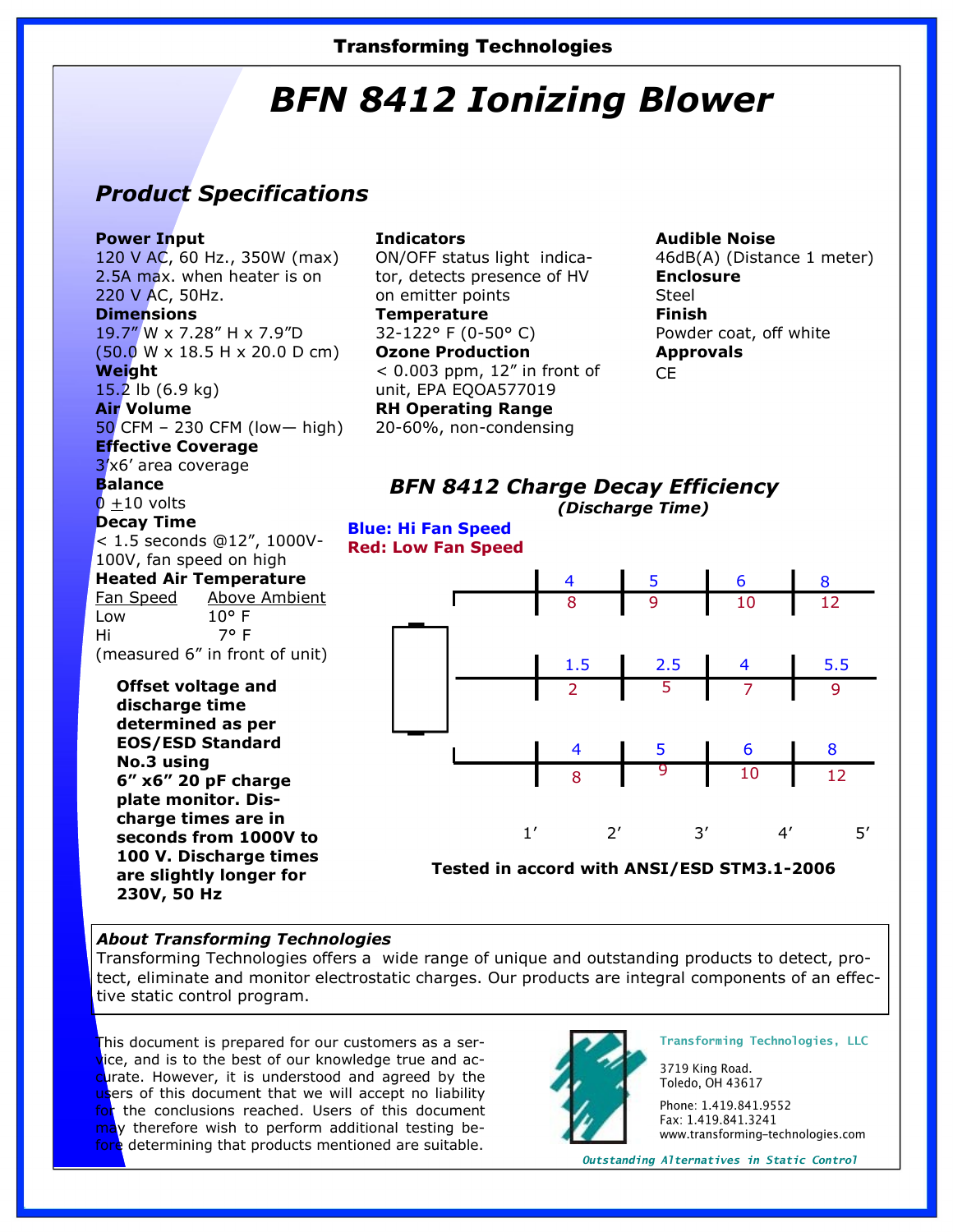Transforming Technologies

# BFN 8412 Ionizing Blower

## Product Specifications

**Power Input**
120 V AC, 60 Hz., 350W (max)
2.5A max. when heater is on
220 V AC, 50Hz.

**Dimensions**
19.7" W x 7.28" H x 7.9"D
(50.0 W x 18.5 H x 20.0 D cm)

**Weight**
15.2 lb (6.9 kg)

**Air Volume**
50 CFM – 230 CFM (low— high)

**Effective Coverage**
3'x6' area coverage

**Balance**
0 ±10 volts

**Decay Time**
< 1.5 seconds @12", 1000V-100V, fan speed on high

**Heated Air Temperature**

| Fan Speed | Above Ambient |
|---|---|
| Low | 10° F |
| Hi | 7° F |

(measured 6" in front of unit)

**Offset voltage and discharge time determined as per EOS/ESD Standard No.3 using 6" x6" 20 pF charge plate monitor. Discharge times are in seconds from 1000V to 100 V. Discharge times are slightly longer for 230V, 50 Hz**

**Indicators**
ON/OFF status light indicator, detects presence of HV on emitter points

**Temperature**
32-122° F (0-50° C)

**Ozone Production**
< 0.003 ppm, 12" in front of unit, EPA EQOA577019

**RH Operating Range**
20-60%, non-condensing

**Audible Noise**
46dB(A) (Distance 1 meter)

**Enclosure**
Steel

**Finish**
Powder coat, off white

**Approvals**
CE

### BFN 8412 Charge Decay Efficiency
***(Discharge Time)***

**Blue: Hi Fan Speed**
**Red: Low Fan Speed**

4 5 6 8
8 9 10 12

1.5 2.5 4 5.5
2 5 7 9

4 5 6 8
8 9 10 12

1' 2' 3' 4' 5'

**Tested in accord with ANSI/ESD STM3.1-2006**

***About Transforming Technologies***
Transforming Technologies offers a wide range of unique and outstanding products to detect, protect, eliminate and monitor electrostatic charges. Our products are integral components of an effective static control program.

This document is prepared for our customers as a service, and is to the best of our knowledge true and accurate. However, it is understood and agreed by the users of this document that we will accept no liability for the conclusions reached. Users of this document may therefore wish to perform additional testing before determining that products mentioned are suitable.

Transforming Technologies, LLC
3719 King Road.
Toledo, OH 43617
Phone: 1.419.841.9552
Fax: 1.419.841.3241
www.transforming-technologies.com

*Outstanding Alternatives in Static Control*